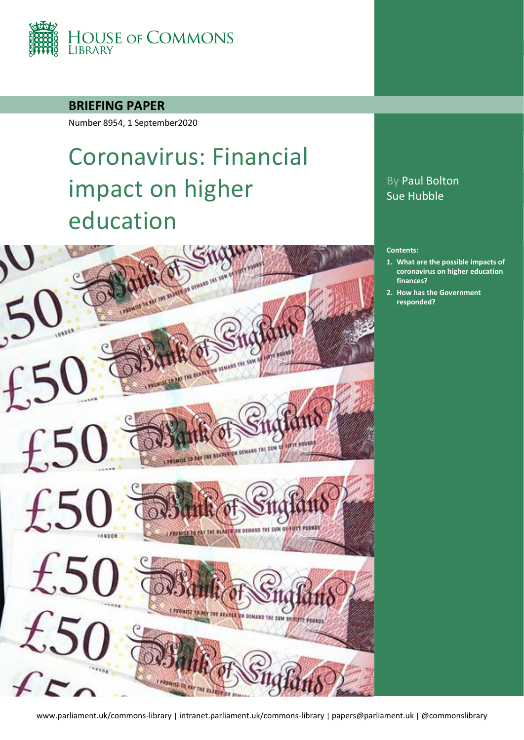HOUSE OF COMMONS LIBRARY

**BRIEFING PAPER**

Number 8954, 1 September2020

# Coronavirus: Financial impact on higher education

By Paul Bolton
Sue Hubble

**Contents:**

1. **What are the possible impacts of coronavirus on higher education finances?**
2. **How has the Government responded?**

www.parliament.uk/commons-library | intranet.parliament.uk/commons-library | papers@parliament.uk | @commonslibrary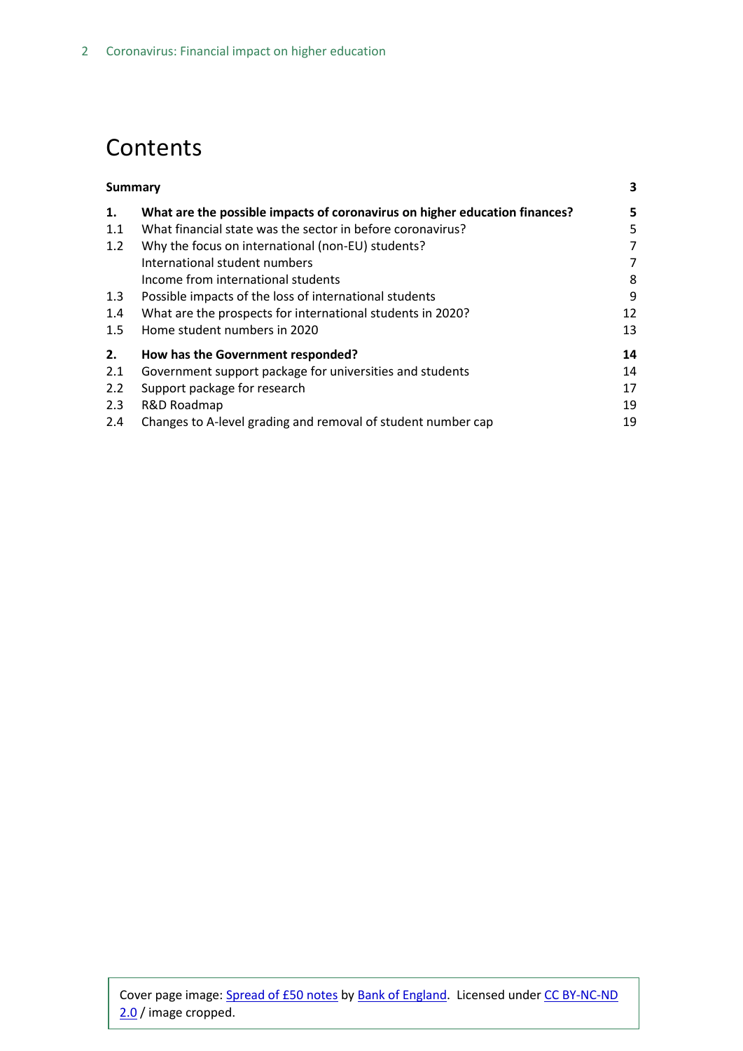# Contents

| | | |
|---|---|---|
| **Summary** | | **3** |
| **1.** | **What are the possible impacts of coronavirus on higher education finances?** | **5** |
| 1.1 | What financial state was the sector in before coronavirus? | 5 |
| 1.2 | Why the focus on international (non-EU) students? | 7 |
| | International student numbers | 7 |
| | Income from international students | 8 |
| 1.3 | Possible impacts of the loss of international students | 9 |
| 1.4 | What are the prospects for international students in 2020? | 12 |
| 1.5 | Home student numbers in 2020 | 13 |
| **2.** | **How has the Government responded?** | **14** |
| 2.1 | Government support package for universities and students | 14 |
| 2.2 | Support package for research | 17 |
| 2.3 | R&D Roadmap | 19 |
| 2.4 | Changes to A-level grading and removal of student number cap | 19 |

Cover page image: [Spread of £50 notes] by [Bank of England]. Licensed under [CC BY-NC-ND 2.0] / image cropped.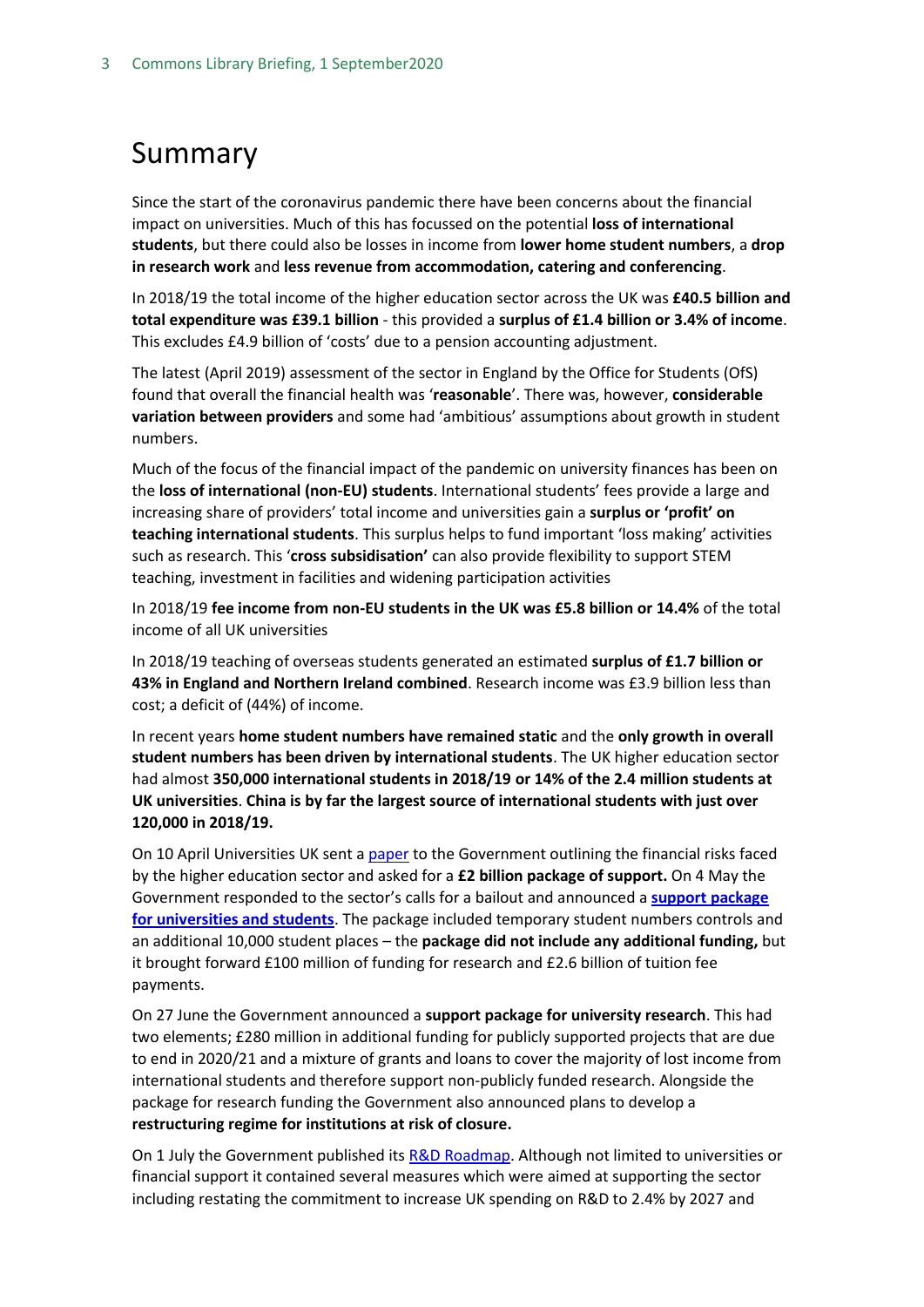# Summary

Since the start of the coronavirus pandemic there have been concerns about the financial impact on universities. Much of this has focussed on the potential **loss of international students**, but there could also be losses in income from **lower home student numbers**, a **drop in research work** and **less revenue from accommodation, catering and conferencing**.

In 2018/19 the total income of the higher education sector across the UK was **£40.5 billion and total expenditure was £39.1 billion** - this provided a **surplus of £1.4 billion or 3.4% of income**. This excludes £4.9 billion of 'costs' due to a pension accounting adjustment.

The latest (April 2019) assessment of the sector in England by the Office for Students (OfS) found that overall the financial health was '**reasonable**'. There was, however, **considerable variation between providers** and some had 'ambitious' assumptions about growth in student numbers.

Much of the focus of the financial impact of the pandemic on university finances has been on the **loss of international (non-EU) students**. International students' fees provide a large and increasing share of providers' total income and universities gain a **surplus or 'profit' on teaching international students**. This surplus helps to fund important 'loss making' activities such as research. This '**cross subsidisation'** can also provide flexibility to support STEM teaching, investment in facilities and widening participation activities

In 2018/19 **fee income from non-EU students in the UK was £5.8 billion or 14.4%** of the total income of all UK universities

In 2018/19 teaching of overseas students generated an estimated **surplus of £1.7 billion or 43% in England and Northern Ireland combined**. Research income was £3.9 billion less than cost; a deficit of (44%) of income.

In recent years **home student numbers have remained static** and the **only growth in overall student numbers has been driven by international students**. The UK higher education sector had almost **350,000 international students in 2018/19 or 14% of the 2.4 million students at UK universities**. **China is by far the largest source of international students with just over 120,000 in 2018/19.**

On 10 April Universities UK sent a paper to the Government outlining the financial risks faced by the higher education sector and asked for a **£2 billion package of support.** On 4 May the Government responded to the sector's calls for a bailout and announced a **support package for universities and students**. The package included temporary student numbers controls and an additional 10,000 student places – the **package did not include any additional funding,** but it brought forward £100 million of funding for research and £2.6 billion of tuition fee payments.

On 27 June the Government announced a **support package for university research**. This had two elements; £280 million in additional funding for publicly supported projects that are due to end in 2020/21 and a mixture of grants and loans to cover the majority of lost income from international students and therefore support non-publicly funded research. Alongside the package for research funding the Government also announced plans to develop a **restructuring regime for institutions at risk of closure.**

On 1 July the Government published its R&D Roadmap. Although not limited to universities or financial support it contained several measures which were aimed at supporting the sector including restating the commitment to increase UK spending on R&D to 2.4% by 2027 and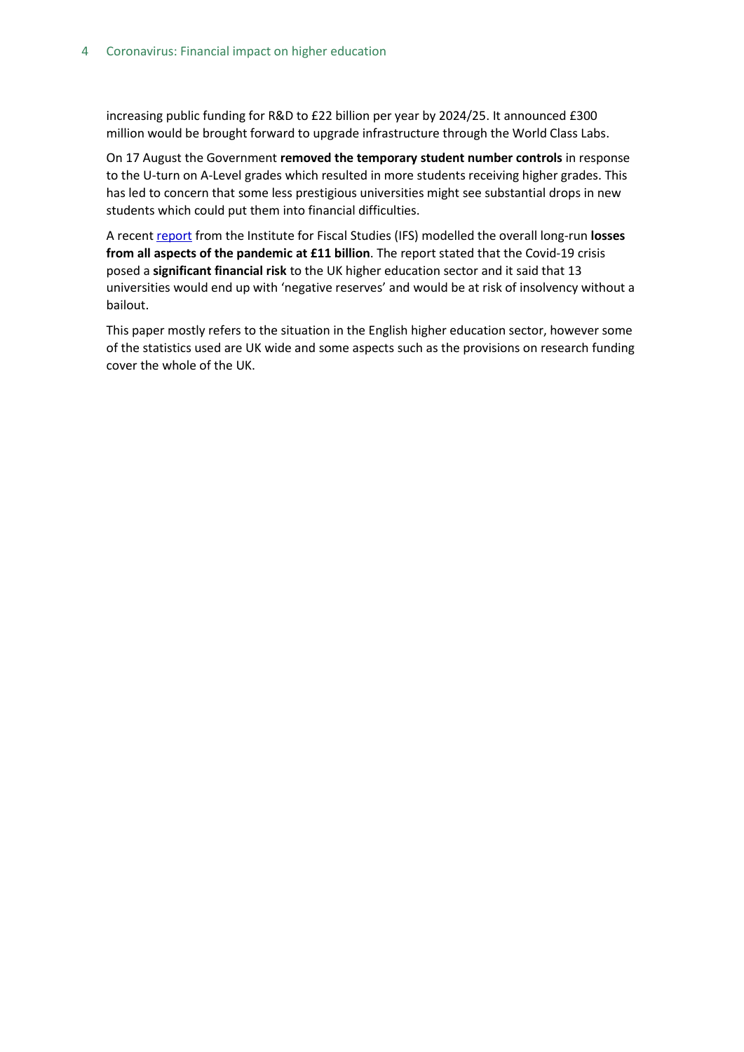increasing public funding for R&D to £22 billion per year by 2024/25. It announced £300 million would be brought forward to upgrade infrastructure through the World Class Labs.

On 17 August the Government **removed the temporary student number controls** in response to the U-turn on A-Level grades which resulted in more students receiving higher grades. This has led to concern that some less prestigious universities might see substantial drops in new students which could put them into financial difficulties.

A recent report from the Institute for Fiscal Studies (IFS) modelled the overall long-run **losses from all aspects of the pandemic at £11 billion**. The report stated that the Covid-19 crisis posed a **significant financial risk** to the UK higher education sector and it said that 13 universities would end up with 'negative reserves' and would be at risk of insolvency without a bailout.

This paper mostly refers to the situation in the English higher education sector, however some of the statistics used are UK wide and some aspects such as the provisions on research funding cover the whole of the UK.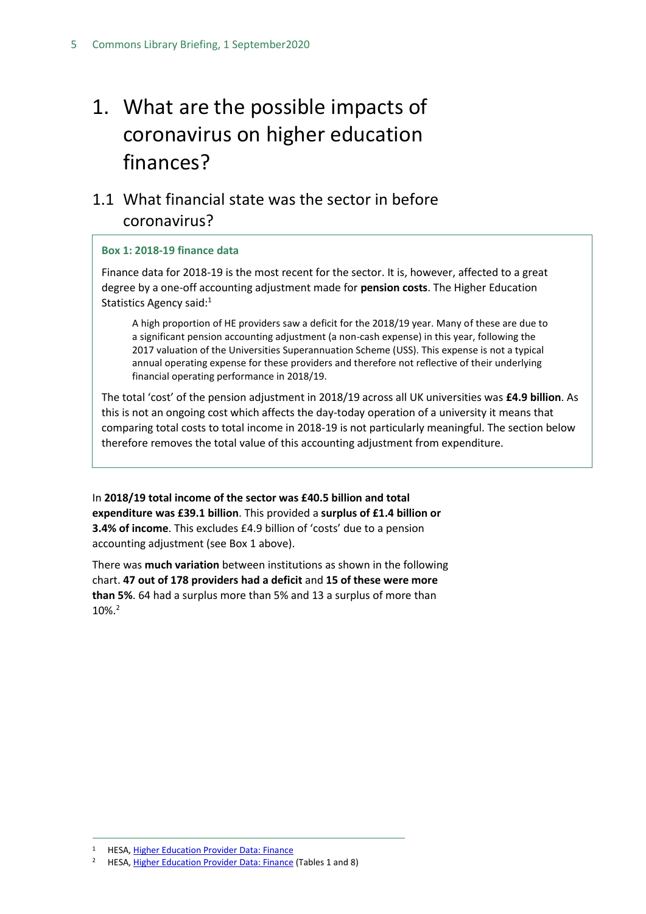# 1. What are the possible impacts of coronavirus on higher education finances?

## 1.1 What financial state was the sector in before coronavirus?

**Box 1: 2018-19 finance data**

Finance data for 2018-19 is the most recent for the sector. It is, however, affected to a great degree by a one-off accounting adjustment made for **pension costs**. The Higher Education Statistics Agency said:[1]

> A high proportion of HE providers saw a deficit for the 2018/19 year. Many of these are due to a significant pension accounting adjustment (a non-cash expense) in this year, following the 2017 valuation of the Universities Superannuation Scheme (USS). This expense is not a typical annual operating expense for these providers and therefore not reflective of their underlying financial operating performance in 2018/19.

The total 'cost' of the pension adjustment in 2018/19 across all UK universities was **£4.9 billion**. As this is not an ongoing cost which affects the day-today operation of a university it means that comparing total costs to total income in 2018-19 is not particularly meaningful. The section below therefore removes the total value of this accounting adjustment from expenditure.

In **2018/19 total income of the sector was £40.5 billion and total expenditure was £39.1 billion**. This provided a **surplus of £1.4 billion or 3.4% of income**. This excludes £4.9 billion of 'costs' due to a pension accounting adjustment (see Box 1 above).

There was **much variation** between institutions as shown in the following chart. **47 out of 178 providers had a deficit** and **15 of these were more than 5%**. 64 had a surplus more than 5% and 13 a surplus of more than 10%.[2]

---

[1] HESA, Higher Education Provider Data: Finance

[2] HESA, Higher Education Provider Data: Finance (Tables 1 and 8)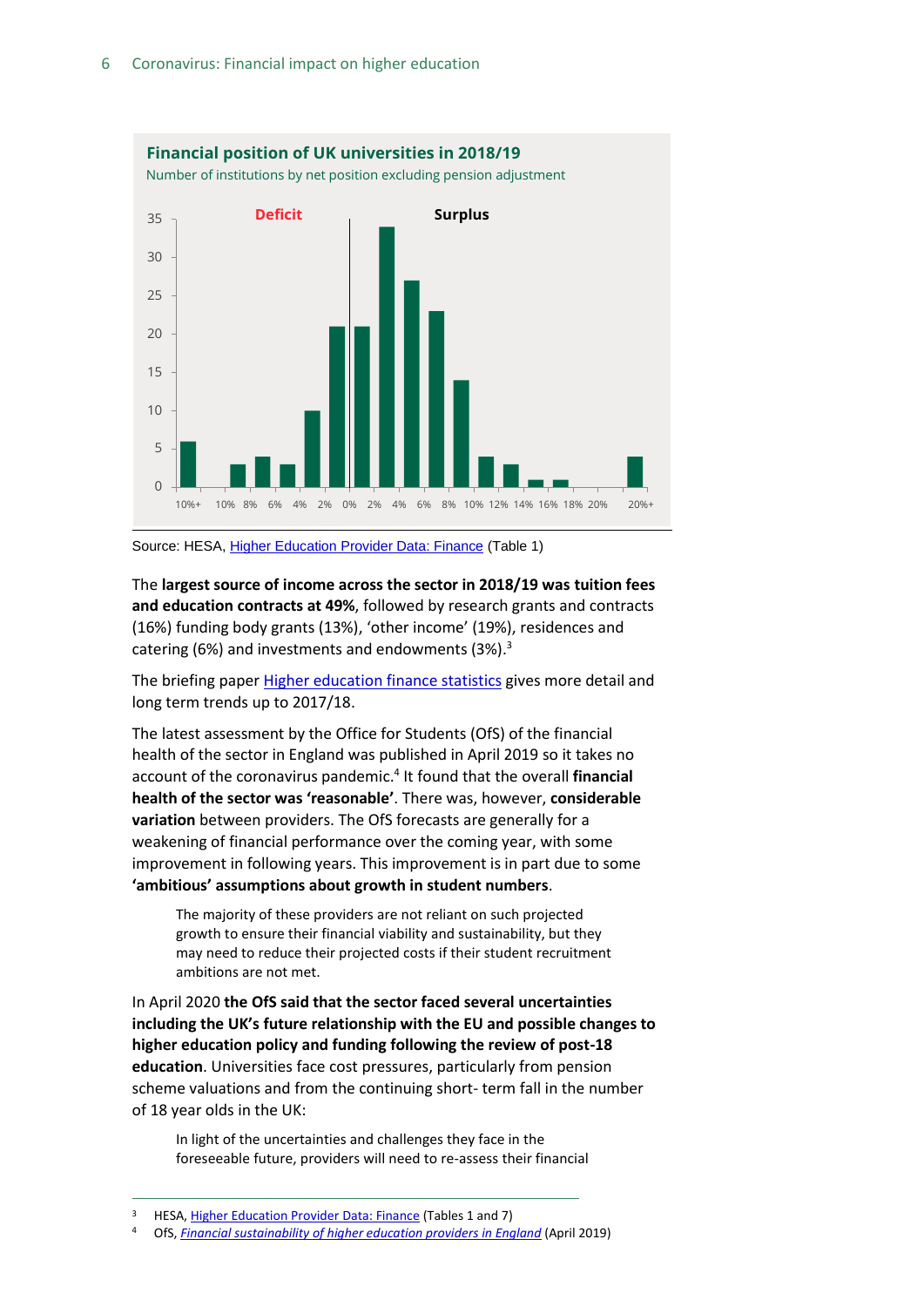**Financial position of UK universities in 2018/19**

Number of institutions by net position excluding pension adjustment

Source: HESA, Higher Education Provider Data: Finance (Table 1)

The **largest source of income across the sector in 2018/19 was tuition fees and education contracts at 49%**, followed by research grants and contracts (16%) funding body grants (13%), 'other income' (19%), residences and catering (6%) and investments and endowments (3%).[3]

The briefing paper Higher education finance statistics gives more detail and long term trends up to 2017/18.

The latest assessment by the Office for Students (OfS) of the financial health of the sector in England was published in April 2019 so it takes no account of the coronavirus pandemic.[4] It found that the overall **financial health of the sector was 'reasonable'**. There was, however, **considerable variation** between providers. The OfS forecasts are generally for a weakening of financial performance over the coming year, with some improvement in following years. This improvement is in part due to some **'ambitious' assumptions about growth in student numbers**.

> The majority of these providers are not reliant on such projected growth to ensure their financial viability and sustainability, but they may need to reduce their projected costs if their student recruitment ambitions are not met.

In April 2020 **the OfS said that the sector faced several uncertainties including the UK's future relationship with the EU and possible changes to higher education policy and funding following the review of post-18 education**. Universities face cost pressures, particularly from pension scheme valuations and from the continuing short- term fall in the number of 18 year olds in the UK:

> In light of the uncertainties and challenges they face in the foreseeable future, providers will need to re-assess their financial

---

[3] HESA, Higher Education Provider Data: Finance (Tables 1 and 7)

[4] OfS, *Financial sustainability of higher education providers in England* (April 2019)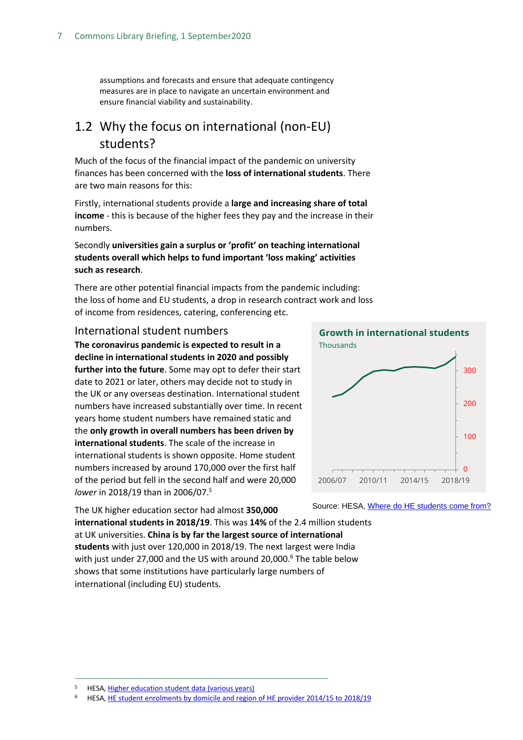assumptions and forecasts and ensure that adequate contingency measures are in place to navigate an uncertain environment and ensure financial viability and sustainability.

## 1.2 Why the focus on international (non-EU) students?

Much of the focus of the financial impact of the pandemic on university finances has been concerned with the **loss of international students**. There are two main reasons for this:

Firstly, international students provide a **large and increasing share of total income** - this is because of the higher fees they pay and the increase in their numbers.

Secondly **universities gain a surplus or 'profit' on teaching international students overall which helps to fund important 'loss making' activities such as research**.

There are other potential financial impacts from the pandemic including: the loss of home and EU students, a drop in research contract work and loss of income from residences, catering, conferencing etc.

### International student numbers

**The coronavirus pandemic is expected to result in a decline in international students in 2020 and possibly further into the future**. Some may opt to defer their start date to 2021 or later, others may decide not to study in the UK or any overseas destination. International student numbers have increased substantially over time. In recent years home student numbers have remained static and the **only growth in overall numbers has been driven by international students**. The scale of the increase in international students is shown opposite. Home student numbers increased by around 170,000 over the first half of the period but fell in the second half and were 20,000 *lower* in 2018/19 than in 2006/07.[5]

**Growth in international students**

Thousands

Source: HESA, Where do HE students come from?

The UK higher education sector had almost **350,000 international students in 2018/19**. This was **14%** of the 2.4 million students at UK universities. **China is by far the largest source of international students** with just over 120,000 in 2018/19. The next largest were India with just under 27,000 and the US with around 20,000.[6] The table below shows that some institutions have particularly large numbers of international (including EU) students.

---

[5] HESA, Higher education student data (various years)

[6] HESA, HE student enrolments by domicile and region of HE provider 2014/15 to 2018/19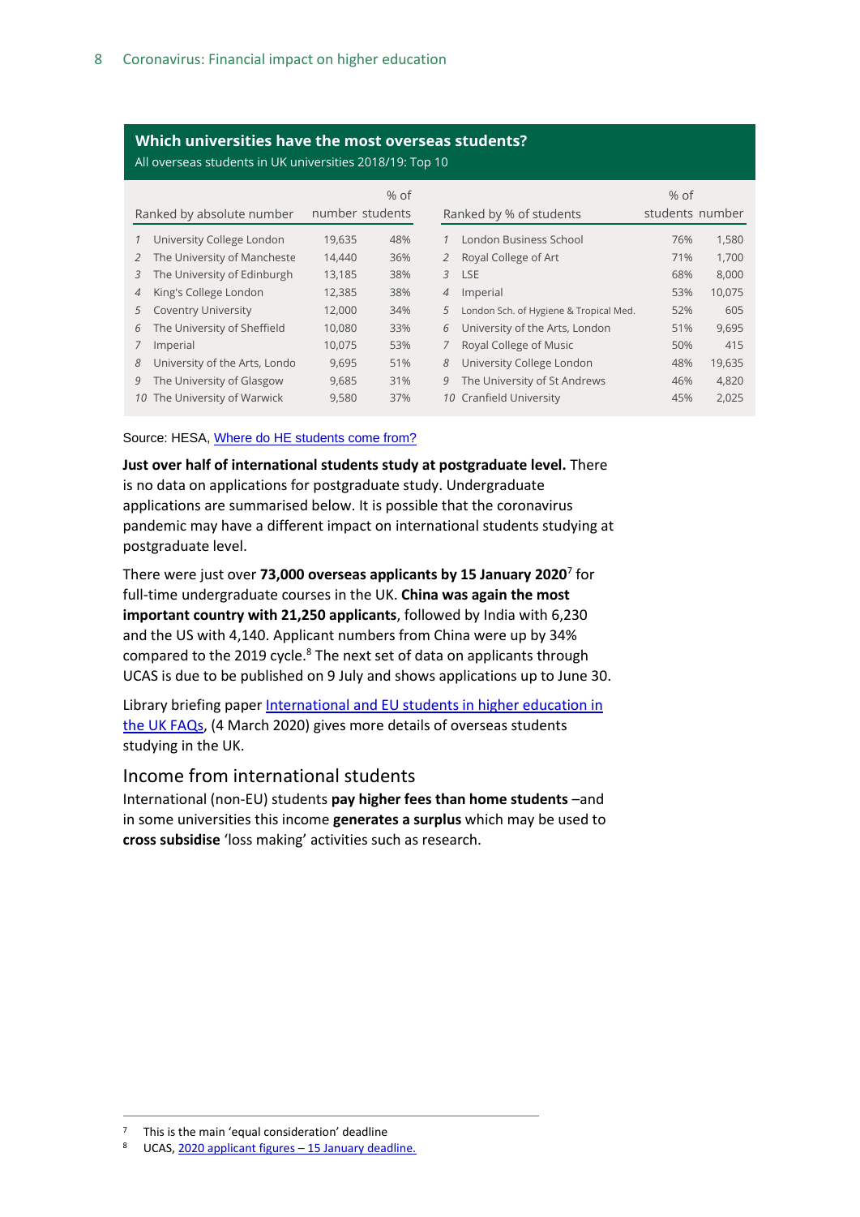**Which universities have the most overseas students?**

All overseas students in UK universities 2018/19: Top 10

| | Ranked by absolute number | number | % of students |
|---|---|---|---|
| 1 | University College London | 19,635 | 48% |
| 2 | The University of Manchester | 14,440 | 36% |
| 3 | The University of Edinburgh | 13,185 | 38% |
| 4 | King's College London | 12,385 | 38% |
| 5 | Coventry University | 12,000 | 34% |
| 6 | The University of Sheffield | 10,080 | 33% |
| 7 | Imperial | 10,075 | 53% |
| 8 | University of the Arts, London | 9,695 | 51% |
| 9 | The University of Glasgow | 9,685 | 31% |
| 10 | The University of Warwick | 9,580 | 37% |

| | Ranked by % of students | % of students | number |
|---|---|---|---|
| 1 | London Business School | 76% | 1,580 |
| 2 | Royal College of Art | 71% | 1,700 |
| 3 | LSE | 68% | 8,000 |
| 4 | Imperial | 53% | 10,075 |
| 5 | London Sch. of Hygiene & Tropical Med. | 52% | 605 |
| 6 | University of the Arts, London | 51% | 9,695 |
| 7 | Royal College of Music | 50% | 415 |
| 8 | University College London | 48% | 19,635 |
| 9 | The University of St Andrews | 46% | 4,820 |
| 10 | Cranfield University | 45% | 2,025 |

Source: HESA, Where do HE students come from?

**Just over half of international students study at postgraduate level.** There is no data on applications for postgraduate study. Undergraduate applications are summarised below. It is possible that the coronavirus pandemic may have a different impact on international students studying at postgraduate level.

There were just over **73,000 overseas applicants by 15 January 2020**[7] for full-time undergraduate courses in the UK. **China was again the most important country with 21,250 applicants**, followed by India with 6,230 and the US with 4,140. Applicant numbers from China were up by 34% compared to the 2019 cycle.[8] The next set of data on applicants through UCAS is due to be published on 9 July and shows applications up to June 30.

Library briefing paper International and EU students in higher education in the UK FAQs, (4 March 2020) gives more details of overseas students studying in the UK.

## Income from international students

International (non-EU) students **pay higher fees than home students** –and in some universities this income **generates a surplus** which may be used to **cross subsidise** 'loss making' activities such as research.

---

7 This is the main 'equal consideration' deadline

8 UCAS, 2020 applicant figures – 15 January deadline.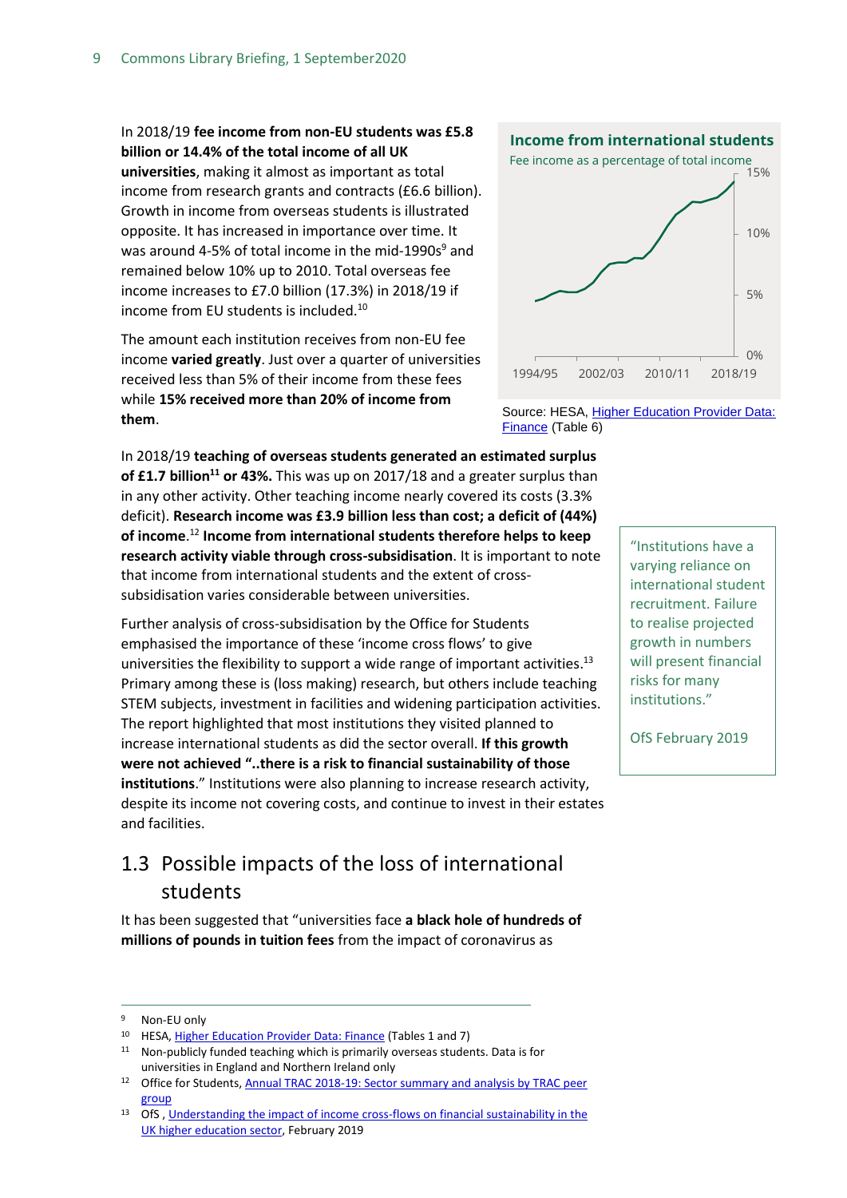In 2018/19 **fee income from non-EU students was £5.8 billion or 14.4% of the total income of all UK universities**, making it almost as important as total income from research grants and contracts (£6.6 billion). Growth in income from overseas students is illustrated opposite. It has increased in importance over time. It was around 4-5% of total income in the mid-1990s[9] and remained below 10% up to 2010. Total overseas fee income increases to £7.0 billion (17.3%) in 2018/19 if income from EU students is included.[10]

The amount each institution receives from non-EU fee income **varied greatly**. Just over a quarter of universities received less than 5% of their income from these fees while **15% received more than 20% of income from them**.

**Income from international students**

Fee income as a percentage of total income

Source: HESA, Higher Education Provider Data: Finance (Table 6)

In 2018/19 **teaching of overseas students generated an estimated surplus of £1.7 billion[11] or 43%.** This was up on 2017/18 and a greater surplus than in any other activity. Other teaching income nearly covered its costs (3.3% deficit). **Research income was £3.9 billion less than cost; a deficit of (44%) of income**.[12] **Income from international students therefore helps to keep research activity viable through cross-subsidisation**. It is important to note that income from international students and the extent of cross-subsidisation varies considerable between universities.

Further analysis of cross-subsidisation by the Office for Students emphasised the importance of these 'income cross flows' to give universities the flexibility to support a wide range of important activities.[13] Primary among these is (loss making) research, but others include teaching STEM subjects, investment in facilities and widening participation activities. The report highlighted that most institutions they visited planned to increase international students as did the sector overall. **If this growth were not achieved "..there is a risk to financial sustainability of those institutions**." Institutions were also planning to increase research activity, despite its income not covering costs, and continue to invest in their estates and facilities.

> "Institutions have a varying reliance on international student recruitment. Failure to realise projected growth in numbers will present financial risks for many institutions."
>
> OfS February 2019

## 1.3 Possible impacts of the loss of international students

It has been suggested that "universities face **a black hole of hundreds of millions of pounds in tuition fees** from the impact of coronavirus as

---

[9] Non-EU only

[10] HESA, Higher Education Provider Data: Finance (Tables 1 and 7)

[11] Non-publicly funded teaching which is primarily overseas students. Data is for universities in England and Northern Ireland only

[12] Office for Students, Annual TRAC 2018-19: Sector summary and analysis by TRAC peer group

[13] OfS , Understanding the impact of income cross-flows on financial sustainability in the UK higher education sector, February 2019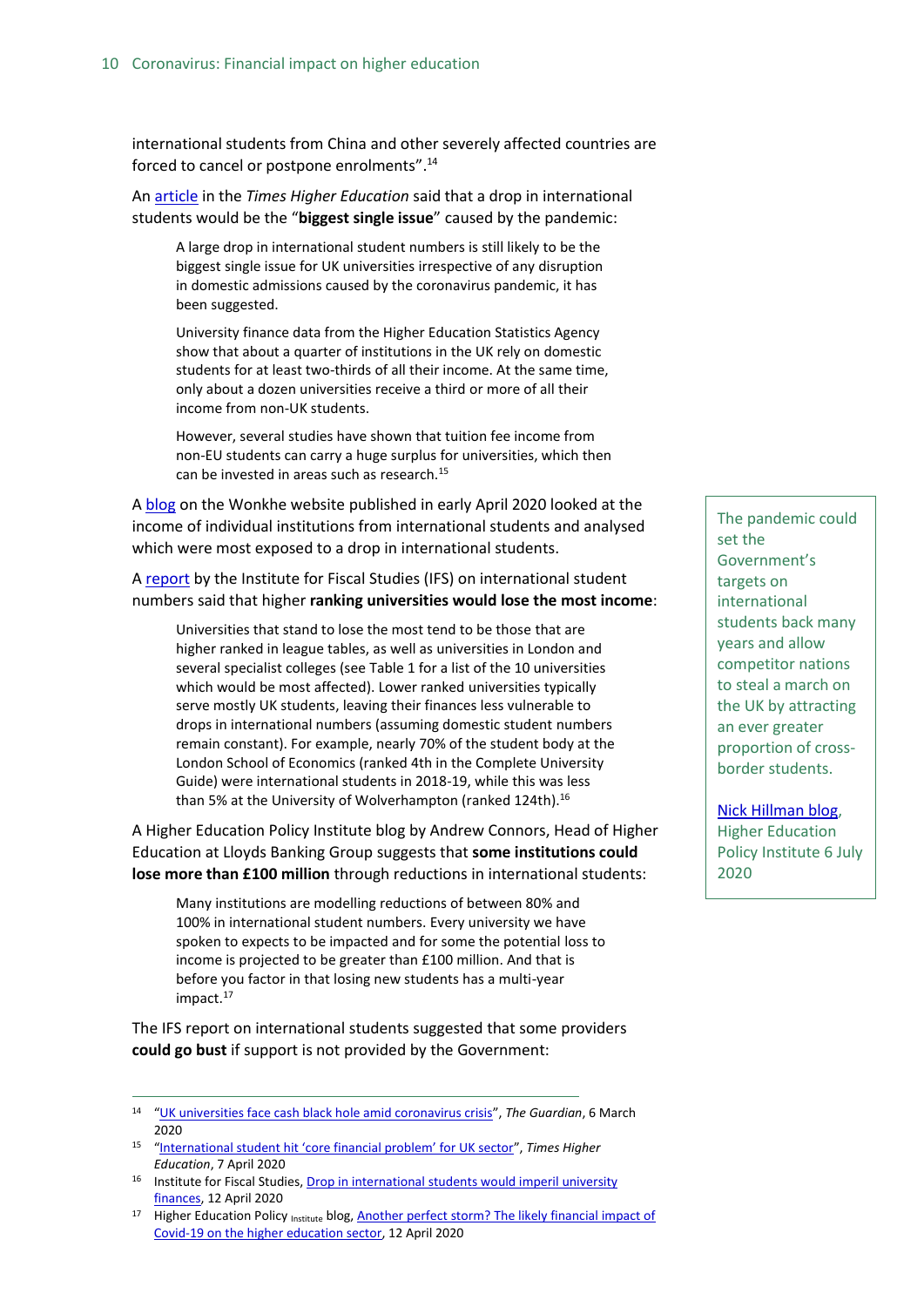international students from China and other severely affected countries are forced to cancel or postpone enrolments".[14]

An article in the *Times Higher Education* said that a drop in international students would be the "**biggest single issue**" caused by the pandemic:

> A large drop in international student numbers is still likely to be the biggest single issue for UK universities irrespective of any disruption in domestic admissions caused by the coronavirus pandemic, it has been suggested.
>
> University finance data from the Higher Education Statistics Agency show that about a quarter of institutions in the UK rely on domestic students for at least two-thirds of all their income. At the same time, only about a dozen universities receive a third or more of all their income from non-UK students.
>
> However, several studies have shown that tuition fee income from non-EU students can carry a huge surplus for universities, which then can be invested in areas such as research.[15]

A blog on the Wonkhe website published in early April 2020 looked at the income of individual institutions from international students and analysed which were most exposed to a drop in international students.

> The pandemic could set the Government's targets on international students back many years and allow competitor nations to steal a march on the UK by attracting an ever greater proportion of cross-border students.
>
> Nick Hillman blog, Higher Education Policy Institute 6 July 2020

A report by the Institute for Fiscal Studies (IFS) on international student numbers said that higher **ranking universities would lose the most income**:

> Universities that stand to lose the most tend to be those that are higher ranked in league tables, as well as universities in London and several specialist colleges (see Table 1 for a list of the 10 universities which would be most affected). Lower ranked universities typically serve mostly UK students, leaving their finances less vulnerable to drops in international numbers (assuming domestic student numbers remain constant). For example, nearly 70% of the student body at the London School of Economics (ranked 4th in the Complete University Guide) were international students in 2018-19, while this was less than 5% at the University of Wolverhampton (ranked 124th).[16]

A Higher Education Policy Institute blog by Andrew Connors, Head of Higher Education at Lloyds Banking Group suggests that **some institutions could lose more than £100 million** through reductions in international students:

> Many institutions are modelling reductions of between 80% and 100% in international student numbers. Every university we have spoken to expects to be impacted and for some the potential loss to income is projected to be greater than £100 million. And that is before you factor in that losing new students has a multi-year impact.[17]

The IFS report on international students suggested that some providers **could go bust** if support is not provided by the Government:

---

[14] "UK universities face cash black hole amid coronavirus crisis", *The Guardian*, 6 March 2020

[15] "International student hit 'core financial problem' for UK sector", *Times Higher Education*, 7 April 2020

[16] Institute for Fiscal Studies, Drop in international students would imperil university finances, 12 April 2020

[17] Higher Education Policy Institute blog, Another perfect storm? The likely financial impact of Covid-19 on the higher education sector, 12 April 2020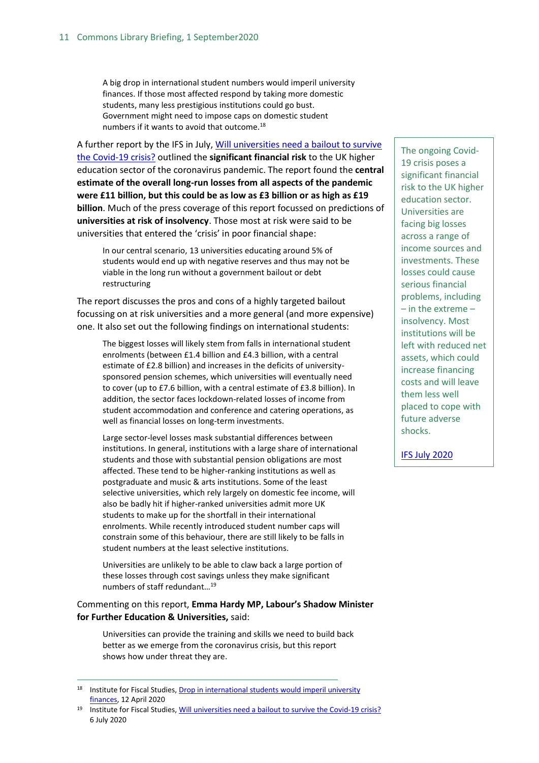> A big drop in international student numbers would imperil university finances. If those most affected respond by taking more domestic students, many less prestigious institutions could go bust. Government might need to impose caps on domestic student numbers if it wants to avoid that outcome.[18]

A further report by the IFS in July, Will universities need a bailout to survive the Covid-19 crisis? outlined the **significant financial risk** to the UK higher education sector of the coronavirus pandemic. The report found the **central estimate of the overall long-run losses from all aspects of the pandemic were £11 billion, but this could be as low as £3 billion or as high as £19 billion**. Much of the press coverage of this report focussed on predictions of **universities at risk of insolvency**. Those most at risk were said to be universities that entered the 'crisis' in poor financial shape:

> In our central scenario, 13 universities educating around 5% of students would end up with negative reserves and thus may not be viable in the long run without a government bailout or debt restructuring

The report discusses the pros and cons of a highly targeted bailout focussing on at risk universities and a more general (and more expensive) one. It also set out the following findings on international students:

> The biggest losses will likely stem from falls in international student enrolments (between £1.4 billion and £4.3 billion, with a central estimate of £2.8 billion) and increases in the deficits of university-sponsored pension schemes, which universities will eventually need to cover (up to £7.6 billion, with a central estimate of £3.8 billion). In addition, the sector faces lockdown-related losses of income from student accommodation and conference and catering operations, as well as financial losses on long-term investments.
>
> Large sector-level losses mask substantial differences between institutions. In general, institutions with a large share of international students and those with substantial pension obligations are most affected. These tend to be higher-ranking institutions as well as postgraduate and music & arts institutions. Some of the least selective universities, which rely largely on domestic fee income, will also be badly hit if higher-ranked universities admit more UK students to make up for the shortfall in their international enrolments. While recently introduced student number caps will constrain some of this behaviour, there are still likely to be falls in student numbers at the least selective institutions.
>
> Universities are unlikely to be able to claw back a large portion of these losses through cost savings unless they make significant numbers of staff redundant…[19]

Commenting on this report, **Emma Hardy MP, Labour's Shadow Minister for Further Education & Universities,** said:

> Universities can provide the training and skills we need to build back better as we emerge from the coronavirus crisis, but this report shows how under threat they are.

> The ongoing Covid-19 crisis poses a significant financial risk to the UK higher education sector. Universities are facing big losses across a range of income sources and investments. These losses could cause serious financial problems, including – in the extreme – insolvency. Most institutions will be left with reduced net assets, which could increase financing costs and will leave them less well placed to cope with future adverse shocks.
>
> IFS July 2020

[18] Institute for Fiscal Studies, Drop in international students would imperil university finances, 12 April 2020

[19] Institute for Fiscal Studies, Will universities need a bailout to survive the Covid-19 crisis? 6 July 2020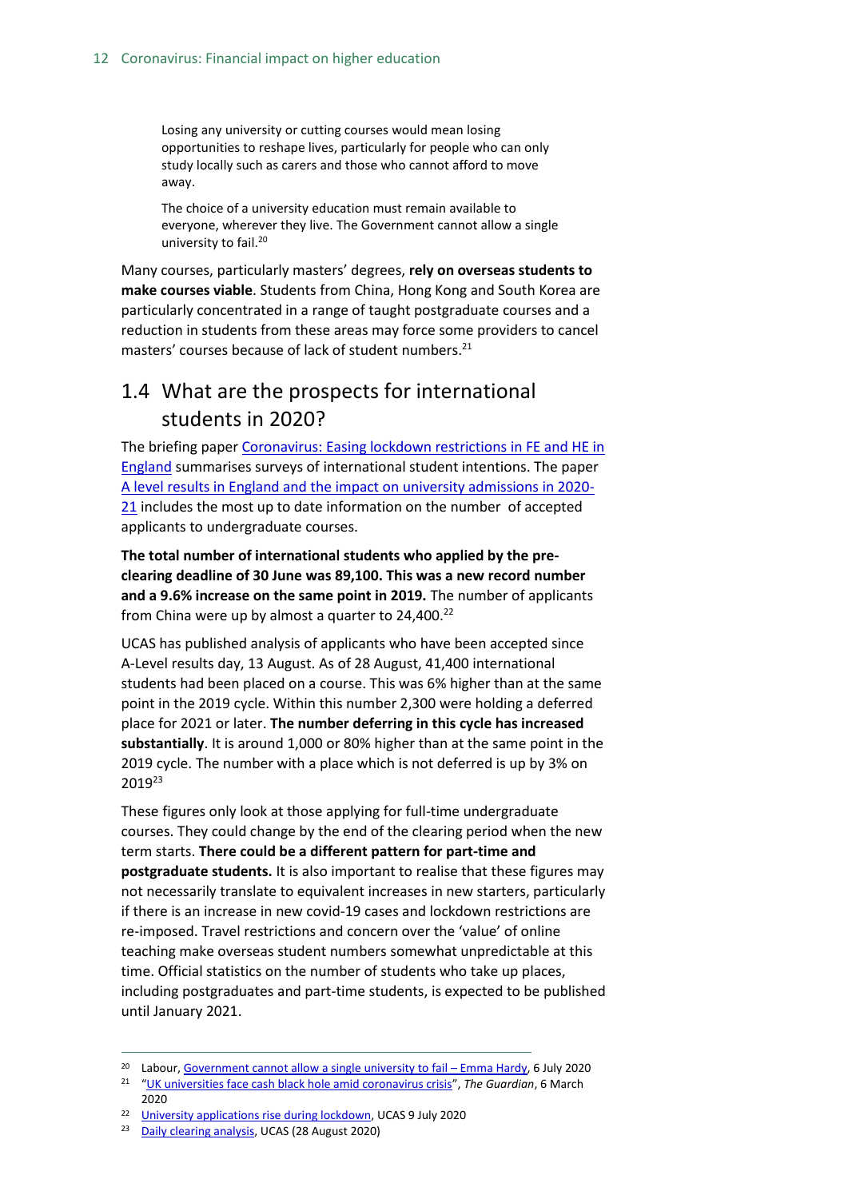> Losing any university or cutting courses would mean losing opportunities to reshape lives, particularly for people who can only study locally such as carers and those who cannot afford to move away.
>
> The choice of a university education must remain available to everyone, wherever they live. The Government cannot allow a single university to fail.[20]

Many courses, particularly masters' degrees, **rely on overseas students to make courses viable**. Students from China, Hong Kong and South Korea are particularly concentrated in a range of taught postgraduate courses and a reduction in students from these areas may force some providers to cancel masters' courses because of lack of student numbers.[21]

## 1.4 What are the prospects for international students in 2020?

The briefing paper Coronavirus: Easing lockdown restrictions in FE and HE in England summarises surveys of international student intentions. The paper A level results in England and the impact on university admissions in 2020-21 includes the most up to date information on the number of accepted applicants to undergraduate courses.

**The total number of international students who applied by the pre-clearing deadline of 30 June was 89,100. This was a new record number and a 9.6% increase on the same point in 2019.** The number of applicants from China were up by almost a quarter to 24,400.[22]

UCAS has published analysis of applicants who have been accepted since A-Level results day, 13 August. As of 28 August, 41,400 international students had been placed on a course. This was 6% higher than at the same point in the 2019 cycle. Within this number 2,300 were holding a deferred place for 2021 or later. **The number deferring in this cycle has increased substantially**. It is around 1,000 or 80% higher than at the same point in the 2019 cycle. The number with a place which is not deferred is up by 3% on 2019[23]

These figures only look at those applying for full-time undergraduate courses. They could change by the end of the clearing period when the new term starts. **There could be a different pattern for part-time and postgraduate students.** It is also important to realise that these figures may not necessarily translate to equivalent increases in new starters, particularly if there is an increase in new covid-19 cases and lockdown restrictions are re-imposed. Travel restrictions and concern over the 'value' of online teaching make overseas student numbers somewhat unpredictable at this time. Official statistics on the number of students who take up places, including postgraduates and part-time students, is expected to be published until January 2021.

---

[20] Labour, Government cannot allow a single university to fail – Emma Hardy, 6 July 2020

[21] "UK universities face cash black hole amid coronavirus crisis", *The Guardian*, 6 March 2020

[22] University applications rise during lockdown, UCAS 9 July 2020

[23] Daily clearing analysis, UCAS (28 August 2020)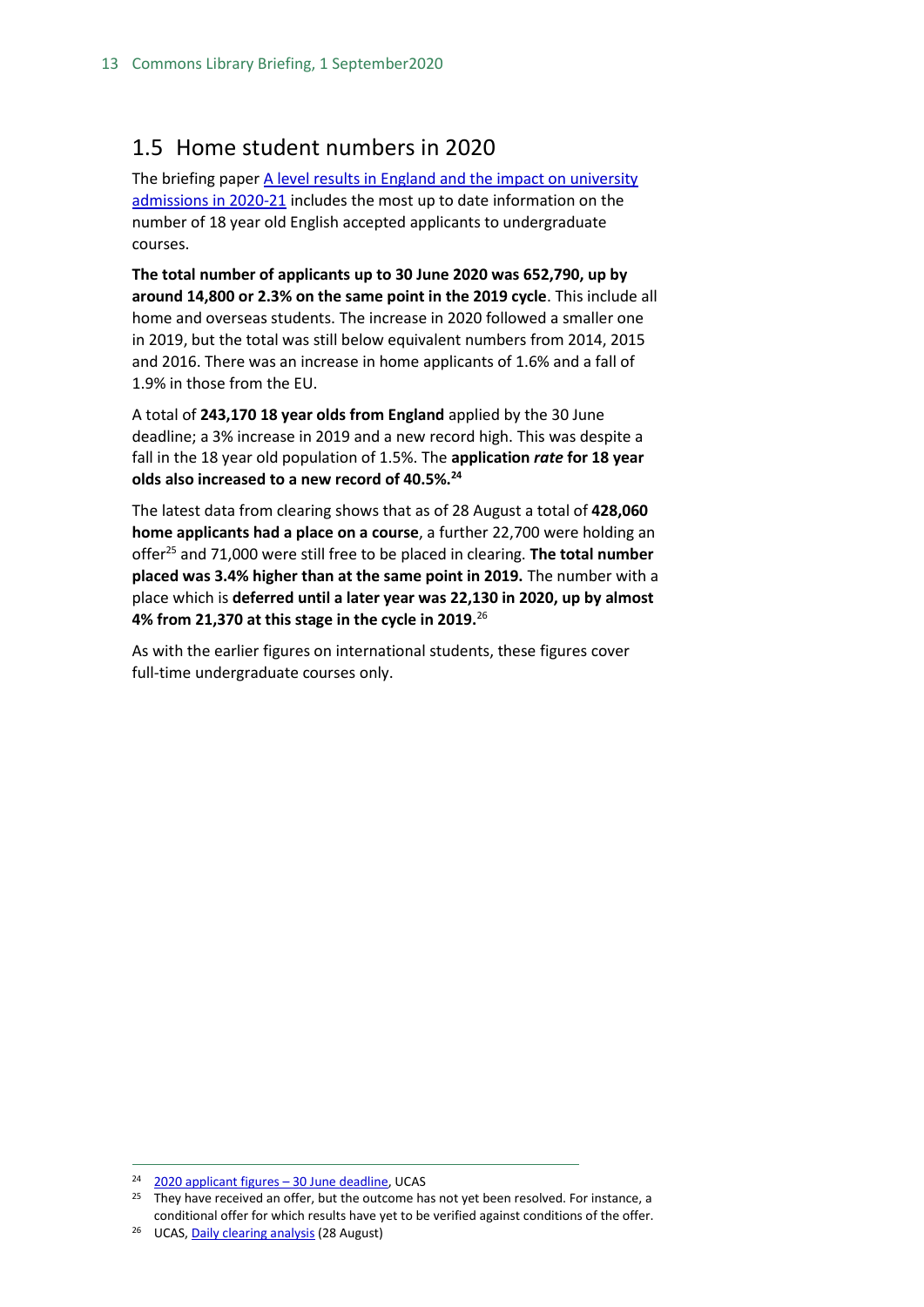## 1.5 Home student numbers in 2020

The briefing paper [A level results in England and the impact on university admissions in 2020-21] includes the most up to date information on the number of 18 year old English accepted applicants to undergraduate courses.

**The total number of applicants up to 30 June 2020 was 652,790, up by around 14,800 or 2.3% on the same point in the 2019 cycle**. This include all home and overseas students. The increase in 2020 followed a smaller one in 2019, but the total was still below equivalent numbers from 2014, 2015 and 2016. There was an increase in home applicants of 1.6% and a fall of 1.9% in those from the EU.

A total of **243,170 18 year olds from England** applied by the 30 June deadline; a 3% increase in 2019 and a new record high. This was despite a fall in the 18 year old population of 1.5%. The **application *rate* for 18 year olds also increased to a new record of 40.5%.**[24]

The latest data from clearing shows that as of 28 August a total of **428,060 home applicants had a place on a course**, a further 22,700 were holding an offer[25] and 71,000 were still free to be placed in clearing. **The total number placed was 3.4% higher than at the same point in 2019.** The number with a place which is **deferred until a later year was 22,130 in 2020, up by almost 4% from 21,370 at this stage in the cycle in 2019.**[26]

As with the earlier figures on international students, these figures cover full-time undergraduate courses only.

---

[24] 2020 applicant figures – 30 June deadline, UCAS

[25] They have received an offer, but the outcome has not yet been resolved. For instance, a conditional offer for which results have yet to be verified against conditions of the offer.

[26] UCAS, Daily clearing analysis (28 August)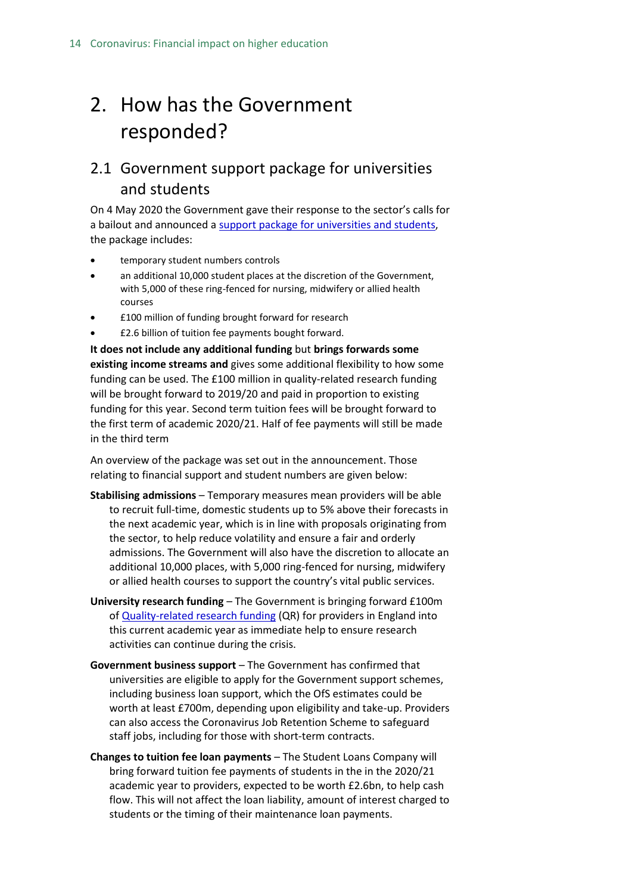# 2. How has the Government responded?

## 2.1 Government support package for universities and students

On 4 May 2020 the Government gave their response to the sector's calls for a bailout and announced a support package for universities and students, the package includes:

- temporary student numbers controls
- an additional 10,000 student places at the discretion of the Government, with 5,000 of these ring-fenced for nursing, midwifery or allied health courses
- £100 million of funding brought forward for research
- £2.6 billion of tuition fee payments bought forward.

**It does not include any additional funding** but **brings forwards some existing income streams and** gives some additional flexibility to how some funding can be used. The £100 million in quality-related research funding will be brought forward to 2019/20 and paid in proportion to existing funding for this year. Second term tuition fees will be brought forward to the first term of academic 2020/21. Half of fee payments will still be made in the third term

An overview of the package was set out in the announcement. Those relating to financial support and student numbers are given below:

**Stabilising admissions** – Temporary measures mean providers will be able to recruit full-time, domestic students up to 5% above their forecasts in the next academic year, which is in line with proposals originating from the sector, to help reduce volatility and ensure a fair and orderly admissions. The Government will also have the discretion to allocate an additional 10,000 places, with 5,000 ring-fenced for nursing, midwifery or allied health courses to support the country's vital public services.

**University research funding** – The Government is bringing forward £100m of Quality-related research funding (QR) for providers in England into this current academic year as immediate help to ensure research activities can continue during the crisis.

**Government business support** – The Government has confirmed that universities are eligible to apply for the Government support schemes, including business loan support, which the OfS estimates could be worth at least £700m, depending upon eligibility and take-up. Providers can also access the Coronavirus Job Retention Scheme to safeguard staff jobs, including for those with short-term contracts.

**Changes to tuition fee loan payments** – The Student Loans Company will bring forward tuition fee payments of students in the in the 2020/21 academic year to providers, expected to be worth £2.6bn, to help cash flow. This will not affect the loan liability, amount of interest charged to students or the timing of their maintenance loan payments.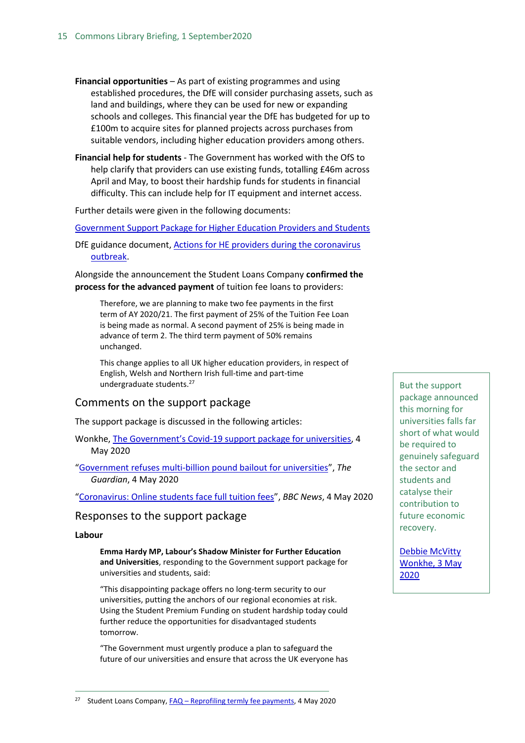**Financial opportunities** – As part of existing programmes and using established procedures, the DfE will consider purchasing assets, such as land and buildings, where they can be used for new or expanding schools and colleges. This financial year the DfE has budgeted for up to £100m to acquire sites for planned projects across purchases from suitable vendors, including higher education providers among others.

**Financial help for students** - The Government has worked with the OfS to help clarify that providers can use existing funds, totalling £46m across April and May, to boost their hardship funds for students in financial difficulty. This can include help for IT equipment and internet access.

Further details were given in the following documents:

Government Support Package for Higher Education Providers and Students

DfE guidance document, Actions for HE providers during the coronavirus outbreak.

Alongside the announcement the Student Loans Company **confirmed the process for the advanced payment** of tuition fee loans to providers:

> Therefore, we are planning to make two fee payments in the first term of AY 2020/21. The first payment of 25% of the Tuition Fee Loan is being made as normal. A second payment of 25% is being made in advance of term 2. The third term payment of 50% remains unchanged.
>
> This change applies to all UK higher education providers, in respect of English, Welsh and Northern Irish full-time and part-time undergraduate students.[27]

## Comments on the support package

The support package is discussed in the following articles:

Wonkhe, The Government's Covid-19 support package for universities, 4 May 2020

"Government refuses multi-billion pound bailout for universities", *The Guardian*, 4 May 2020

"Coronavirus: Online students face full tuition fees", *BBC News*, 4 May 2020

> But the support package announced this morning for universities falls far short of what would be required to genuinely safeguard the sector and students and catalyse their contribution to future economic recovery.
>
> Debbie McVitty Wonkhe, 3 May 2020

## Responses to the support package

**Labour**

> **Emma Hardy MP, Labour's Shadow Minister for Further Education and Universities**, responding to the Government support package for universities and students, said:
>
> "This disappointing package offers no long-term security to our universities, putting the anchors of our regional economies at risk. Using the Student Premium Funding on student hardship today could further reduce the opportunities for disadvantaged students tomorrow.
>
> "The Government must urgently produce a plan to safeguard the future of our universities and ensure that across the UK everyone has

[27] Student Loans Company, FAQ – Reprofiling termly fee payments, 4 May 2020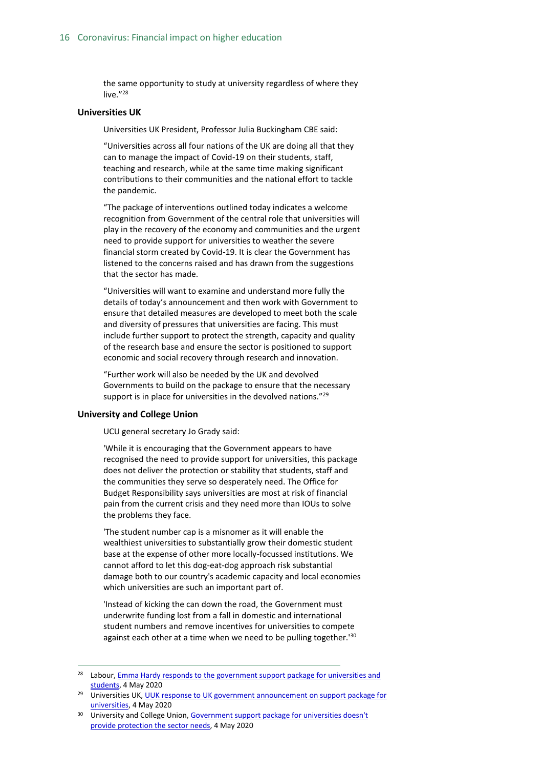the same opportunity to study at university regardless of where they live."[28]

### Universities UK

Universities UK President, Professor Julia Buckingham CBE said:

"Universities across all four nations of the UK are doing all that they can to manage the impact of Covid-19 on their students, staff, teaching and research, while at the same time making significant contributions to their communities and the national effort to tackle the pandemic.

"The package of interventions outlined today indicates a welcome recognition from Government of the central role that universities will play in the recovery of the economy and communities and the urgent need to provide support for universities to weather the severe financial storm created by Covid-19. It is clear the Government has listened to the concerns raised and has drawn from the suggestions that the sector has made.

"Universities will want to examine and understand more fully the details of today's announcement and then work with Government to ensure that detailed measures are developed to meet both the scale and diversity of pressures that universities are facing. This must include further support to protect the strength, capacity and quality of the research base and ensure the sector is positioned to support economic and social recovery through research and innovation.

"Further work will also be needed by the UK and devolved Governments to build on the package to ensure that the necessary support is in place for universities in the devolved nations."[29]

### University and College Union

UCU general secretary Jo Grady said:

'While it is encouraging that the Government appears to have recognised the need to provide support for universities, this package does not deliver the protection or stability that students, staff and the communities they serve so desperately need. The Office for Budget Responsibility says universities are most at risk of financial pain from the current crisis and they need more than IOUs to solve the problems they face.

'The student number cap is a misnomer as it will enable the wealthiest universities to substantially grow their domestic student base at the expense of other more locally-focussed institutions. We cannot afford to let this dog-eat-dog approach risk substantial damage both to our country's academic capacity and local economies which universities are such an important part of.

'Instead of kicking the can down the road, the Government must underwrite funding lost from a fall in domestic and international student numbers and remove incentives for universities to compete against each other at a time when we need to be pulling together.'[30]

---

[28] Labour, Emma Hardy responds to the government support package for universities and students, 4 May 2020

[29] Universities UK, UUK response to UK government announcement on support package for universities, 4 May 2020

[30] University and College Union, Government support package for universities doesn't provide protection the sector needs, 4 May 2020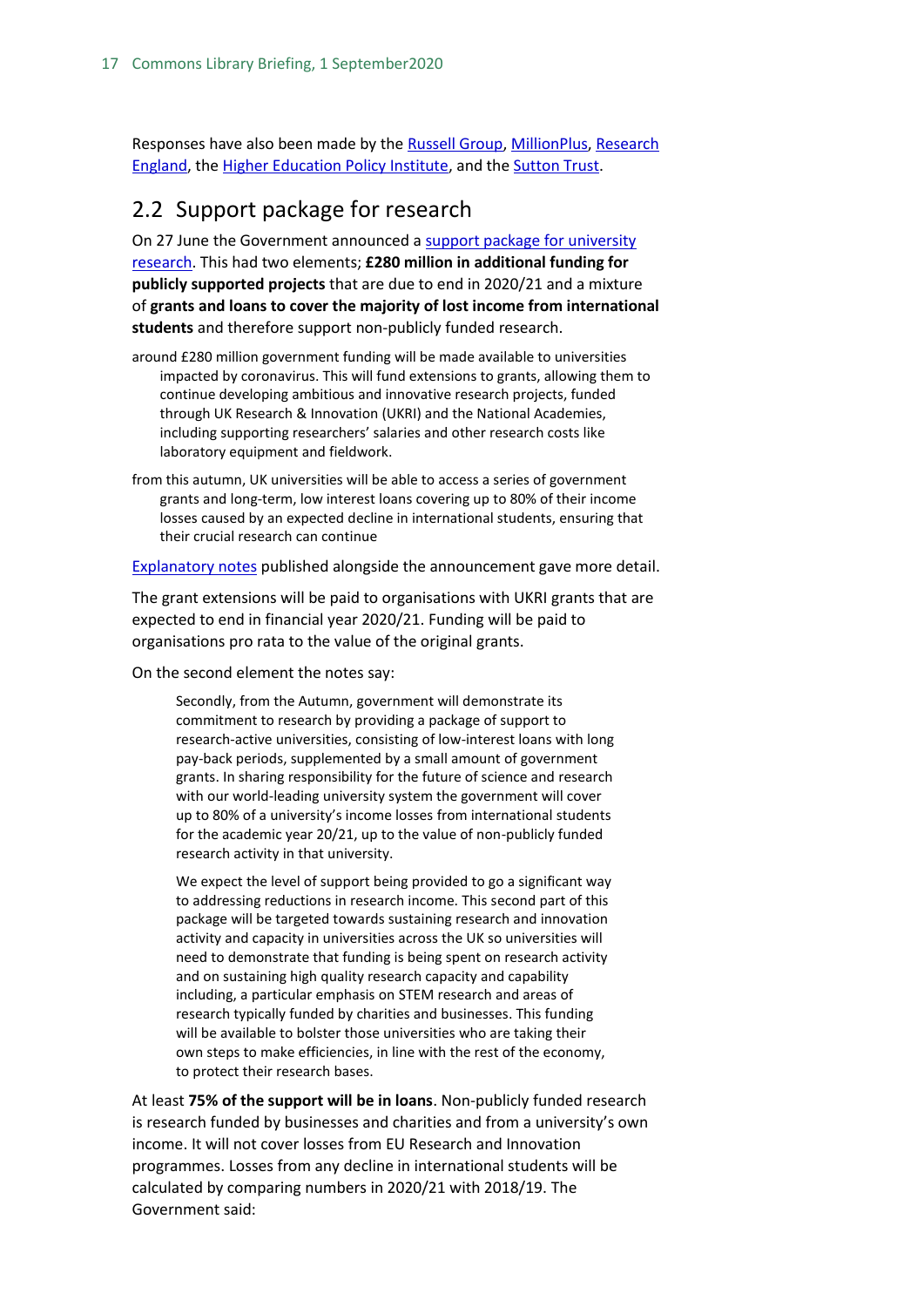Responses have also been made by the Russell Group, MillionPlus, Research England, the Higher Education Policy Institute, and the Sutton Trust.

## 2.2 Support package for research

On 27 June the Government announced a support package for university research. This had two elements; **£280 million in additional funding for publicly supported projects** that are due to end in 2020/21 and a mixture of **grants and loans to cover the majority of lost income from international students** and therefore support non-publicly funded research.

- around £280 million government funding will be made available to universities impacted by coronavirus. This will fund extensions to grants, allowing them to continue developing ambitious and innovative research projects, funded through UK Research & Innovation (UKRI) and the National Academies, including supporting researchers' salaries and other research costs like laboratory equipment and fieldwork.
- from this autumn, UK universities will be able to access a series of government grants and long-term, low interest loans covering up to 80% of their income losses caused by an expected decline in international students, ensuring that their crucial research can continue

Explanatory notes published alongside the announcement gave more detail.

The grant extensions will be paid to organisations with UKRI grants that are expected to end in financial year 2020/21. Funding will be paid to organisations pro rata to the value of the original grants.

On the second element the notes say:

> Secondly, from the Autumn, government will demonstrate its commitment to research by providing a package of support to research-active universities, consisting of low-interest loans with long pay-back periods, supplemented by a small amount of government grants. In sharing responsibility for the future of science and research with our world-leading university system the government will cover up to 80% of a university's income losses from international students for the academic year 20/21, up to the value of non-publicly funded research activity in that university.
>
> We expect the level of support being provided to go a significant way to addressing reductions in research income. This second part of this package will be targeted towards sustaining research and innovation activity and capacity in universities across the UK so universities will need to demonstrate that funding is being spent on research activity and on sustaining high quality research capacity and capability including, a particular emphasis on STEM research and areas of research typically funded by charities and businesses. This funding will be available to bolster those universities who are taking their own steps to make efficiencies, in line with the rest of the economy, to protect their research bases.

At least **75% of the support will be in loans**. Non-publicly funded research is research funded by businesses and charities and from a university's own income. It will not cover losses from EU Research and Innovation programmes. Losses from any decline in international students will be calculated by comparing numbers in 2020/21 with 2018/19. The Government said: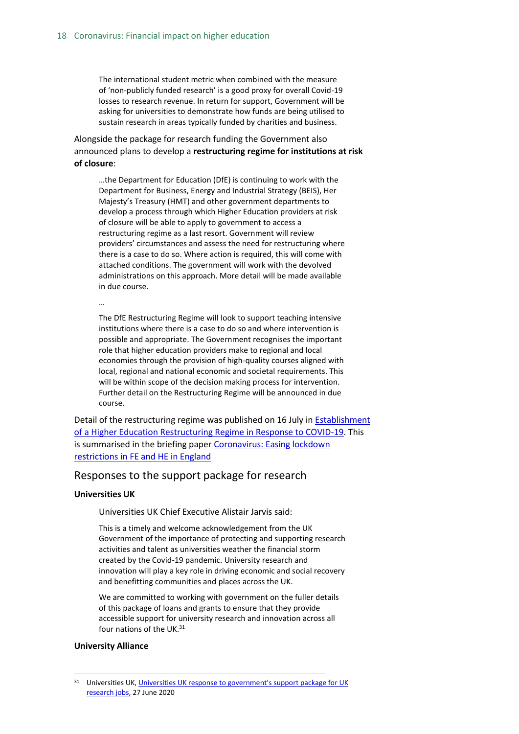> The international student metric when combined with the measure of 'non-publicly funded research' is a good proxy for overall Covid-19 losses to research revenue. In return for support, Government will be asking for universities to demonstrate how funds are being utilised to sustain research in areas typically funded by charities and business.

Alongside the package for research funding the Government also announced plans to develop a **restructuring regime for institutions at risk of closure**:

> …the Department for Education (DfE) is continuing to work with the Department for Business, Energy and Industrial Strategy (BEIS), Her Majesty's Treasury (HMT) and other government departments to develop a process through which Higher Education providers at risk of closure will be able to apply to government to access a restructuring regime as a last resort. Government will review providers' circumstances and assess the need for restructuring where there is a case to do so. Where action is required, this will come with attached conditions. The government will work with the devolved administrations on this approach. More detail will be made available in due course.
>
> …
>
> The DfE Restructuring Regime will look to support teaching intensive institutions where there is a case to do so and where intervention is possible and appropriate. The Government recognises the important role that higher education providers make to regional and local economies through the provision of high-quality courses aligned with local, regional and national economic and societal requirements. This will be within scope of the decision making process for intervention. Further detail on the Restructuring Regime will be announced in due course.

Detail of the restructuring regime was published on 16 July in Establishment of a Higher Education Restructuring Regime in Response to COVID-19. This is summarised in the briefing paper Coronavirus: Easing lockdown restrictions in FE and HE in England

## Responses to the support package for research

**Universities UK**

> Universities UK Chief Executive Alistair Jarvis said:
>
> This is a timely and welcome acknowledgement from the UK Government of the importance of protecting and supporting research activities and talent as universities weather the financial storm created by the Covid-19 pandemic. University research and innovation will play a key role in driving economic and social recovery and benefitting communities and places across the UK.
>
> We are committed to working with government on the fuller details of this package of loans and grants to ensure that they provide accessible support for university research and innovation across all four nations of the UK.[31]

**University Alliance**

[31] Universities UK, Universities UK response to government's support package for UK research jobs, 27 June 2020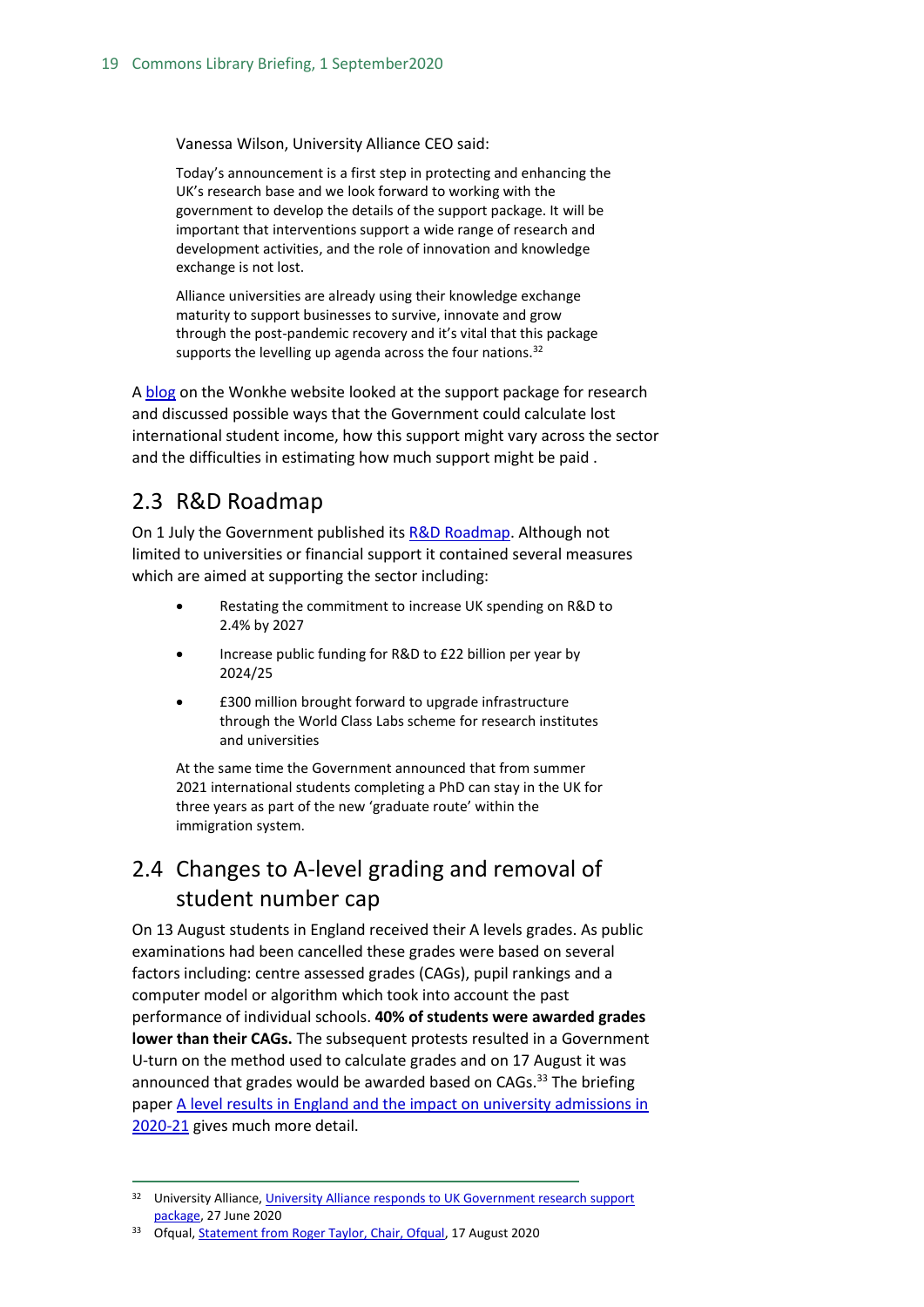Vanessa Wilson, University Alliance CEO said:

> Today's announcement is a first step in protecting and enhancing the UK's research base and we look forward to working with the government to develop the details of the support package. It will be important that interventions support a wide range of research and development activities, and the role of innovation and knowledge exchange is not lost.
>
> Alliance universities are already using their knowledge exchange maturity to support businesses to survive, innovate and grow through the post-pandemic recovery and it's vital that this package supports the levelling up agenda across the four nations.[32]

A blog on the Wonkhe website looked at the support package for research and discussed possible ways that the Government could calculate lost international student income, how this support might vary across the sector and the difficulties in estimating how much support might be paid .

## 2.3 R&D Roadmap

On 1 July the Government published its R&D Roadmap. Although not limited to universities or financial support it contained several measures which are aimed at supporting the sector including:

- Restating the commitment to increase UK spending on R&D to 2.4% by 2027
- Increase public funding for R&D to £22 billion per year by 2024/25
- £300 million brought forward to upgrade infrastructure through the World Class Labs scheme for research institutes and universities

At the same time the Government announced that from summer 2021 international students completing a PhD can stay in the UK for three years as part of the new 'graduate route' within the immigration system.

## 2.4 Changes to A-level grading and removal of student number cap

On 13 August students in England received their A levels grades. As public examinations had been cancelled these grades were based on several factors including: centre assessed grades (CAGs), pupil rankings and a computer model or algorithm which took into account the past performance of individual schools. **40% of students were awarded grades lower than their CAGs.** The subsequent protests resulted in a Government U-turn on the method used to calculate grades and on 17 August it was announced that grades would be awarded based on CAGs.[33] The briefing paper A level results in England and the impact on university admissions in 2020-21 gives much more detail.

---

[32] University Alliance, University Alliance responds to UK Government research support package, 27 June 2020

[33] Ofqual, Statement from Roger Taylor, Chair, Ofqual, 17 August 2020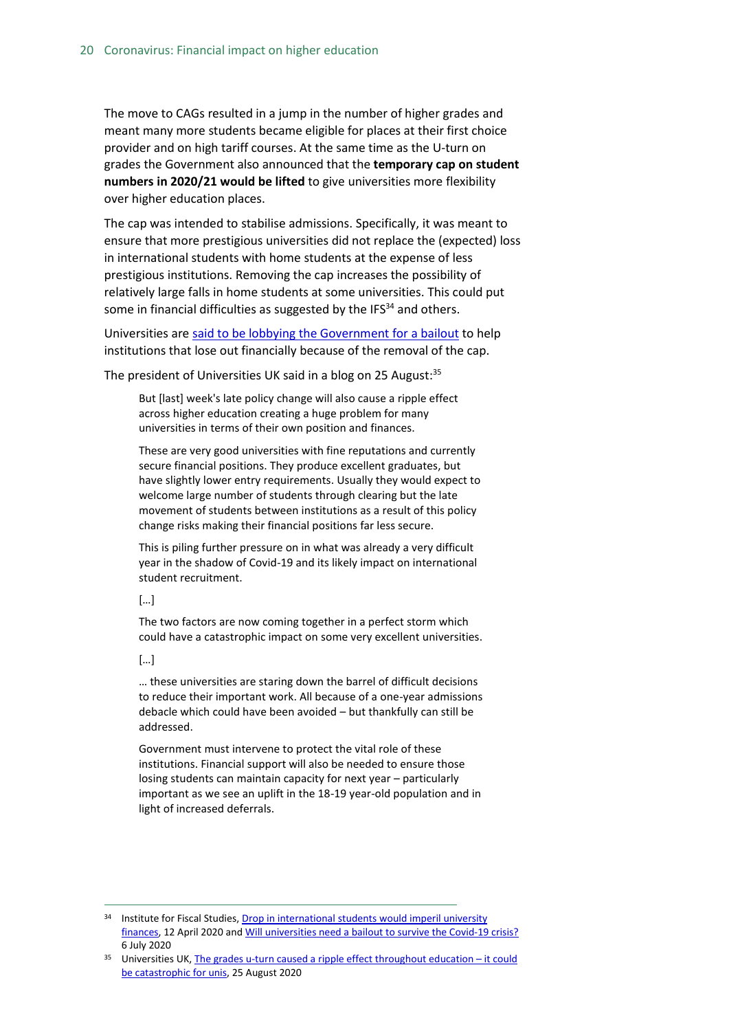The move to CAGs resulted in a jump in the number of higher grades and meant many more students became eligible for places at their first choice provider and on high tariff courses. At the same time as the U-turn on grades the Government also announced that the **temporary cap on student numbers in 2020/21 would be lifted** to give universities more flexibility over higher education places.

The cap was intended to stabilise admissions. Specifically, it was meant to ensure that more prestigious universities did not replace the (expected) loss in international students with home students at the expense of less prestigious institutions. Removing the cap increases the possibility of relatively large falls in home students at some universities. This could put some in financial difficulties as suggested by the IFS[34] and others.

Universities are said to be lobbying the Government for a bailout to help institutions that lose out financially because of the removal of the cap.

The president of Universities UK said in a blog on 25 August:[35]

> But [last] week's late policy change will also cause a ripple effect across higher education creating a huge problem for many universities in terms of their own position and finances.
>
> These are very good universities with fine reputations and currently secure financial positions. They produce excellent graduates, but have slightly lower entry requirements. Usually they would expect to welcome large number of students through clearing but the late movement of students between institutions as a result of this policy change risks making their financial positions far less secure.
>
> This is piling further pressure on in what was already a very difficult year in the shadow of Covid-19 and its likely impact on international student recruitment.
>
> […]
>
> The two factors are now coming together in a perfect storm which could have a catastrophic impact on some very excellent universities.
>
> […]
>
> … these universities are staring down the barrel of difficult decisions to reduce their important work. All because of a one-year admissions debacle which could have been avoided – but thankfully can still be addressed.
>
> Government must intervene to protect the vital role of these institutions. Financial support will also be needed to ensure those losing students can maintain capacity for next year – particularly important as we see an uplift in the 18-19 year-old population and in light of increased deferrals.

---

[34] Institute for Fiscal Studies, Drop in international students would imperil university finances, 12 April 2020 and Will universities need a bailout to survive the Covid-19 crisis? 6 July 2020

[35] Universities UK, The grades u-turn caused a ripple effect throughout education – it could be catastrophic for unis, 25 August 2020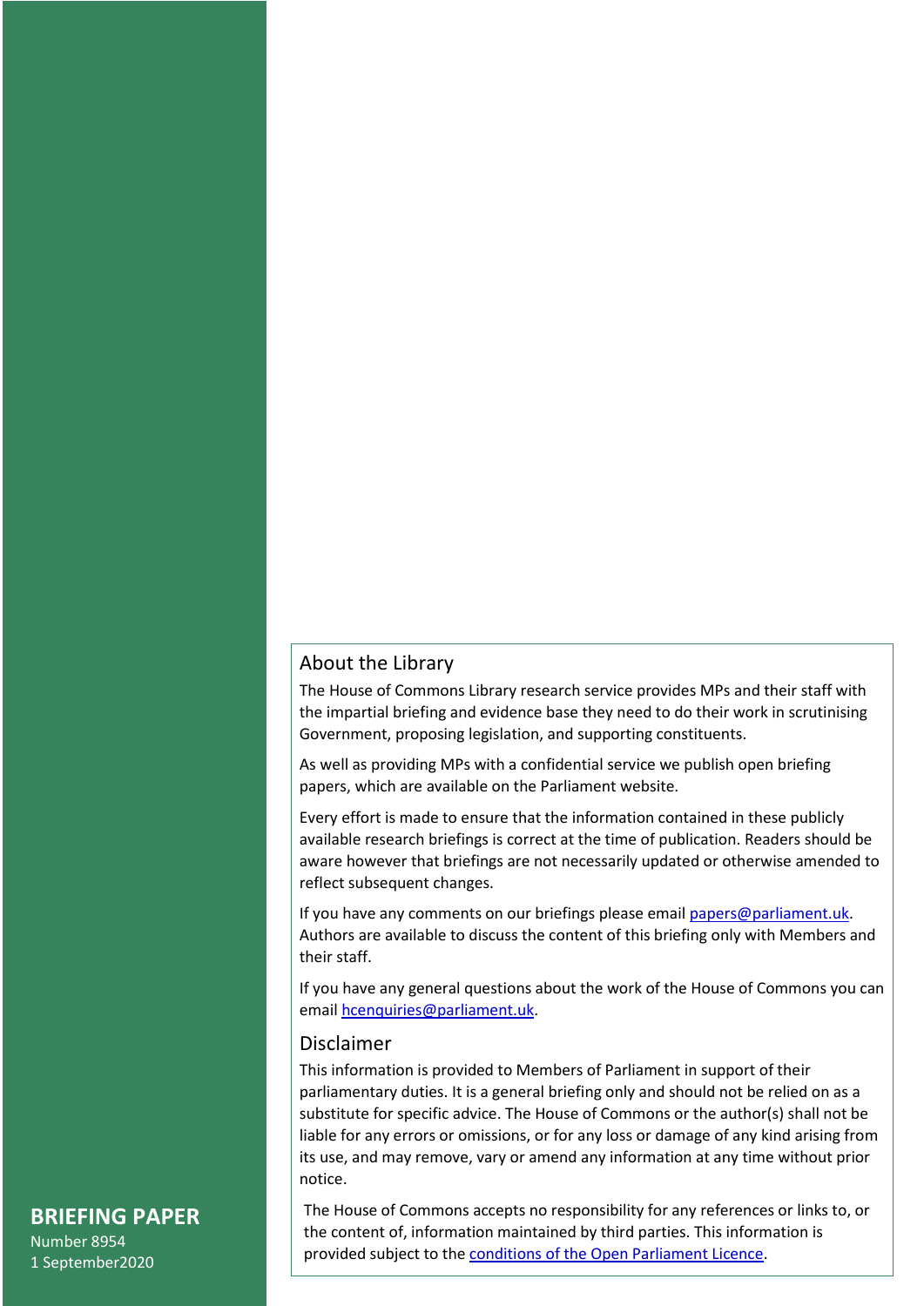## About the Library

The House of Commons Library research service provides MPs and their staff with the impartial briefing and evidence base they need to do their work in scrutinising Government, proposing legislation, and supporting constituents.

As well as providing MPs with a confidential service we publish open briefing papers, which are available on the Parliament website.

Every effort is made to ensure that the information contained in these publicly available research briefings is correct at the time of publication. Readers should be aware however that briefings are not necessarily updated or otherwise amended to reflect subsequent changes.

If you have any comments on our briefings please email papers@parliament.uk. Authors are available to discuss the content of this briefing only with Members and their staff.

If you have any general questions about the work of the House of Commons you can email hcenquiries@parliament.uk.

## Disclaimer

This information is provided to Members of Parliament in support of their parliamentary duties. It is a general briefing only and should not be relied on as a substitute for specific advice. The House of Commons or the author(s) shall not be liable for any errors or omissions, or for any loss or damage of any kind arising from its use, and may remove, vary or amend any information at any time without prior notice.

The House of Commons accepts no responsibility for any references or links to, or the content of, information maintained by third parties. This information is provided subject to the conditions of the Open Parliament Licence.

**BRIEFING PAPER**

Number 8954

1 September2020